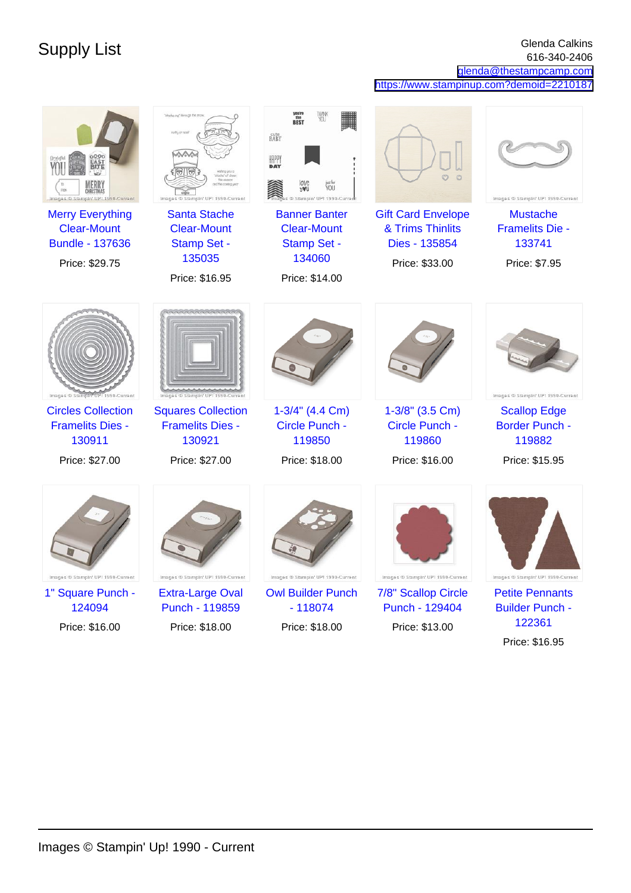# Supply List

Glenda Calkins
616-340-2406
glenda@thestampcamp.com
https://www.stampinup.com?demoid=2210187

| | | | | |
|---|---|---|---|---|
| Merry Everything Clear-Mount Bundle - 137636<br>Price: $29.75 | Santa Stache Clear-Mount Stamp Set - 135035<br>Price: $16.95 | Banner Banter Clear-Mount Stamp Set - 134060<br>Price: $14.00 | Gift Card Envelope & Trims Thinlits Dies - 135854<br>Price: $33.00 | Mustache Framelits Die - 133741<br>Price: $7.95 |
| Circles Collection Framelits Dies - 130911<br>Price: $27.00 | Squares Collection Framelits Dies - 130921<br>Price: $27.00 | 1-3/4" (4.4 Cm) Circle Punch - 119850<br>Price: $18.00 | 1-3/8" (3.5 Cm) Circle Punch - 119860<br>Price: $16.00 | Scallop Edge Border Punch - 119882<br>Price: $15.95 |
| 1" Square Punch - 124094<br>Price: $16.00 | Extra-Large Oval Punch - 119859<br>Price: $18.00 | Owl Builder Punch - 118074<br>Price: $18.00 | 7/8" Scallop Circle Punch - 129404<br>Price: $13.00 | Petite Pennants Builder Punch - 122361<br>Price: $16.95 |

Images © Stampin' Up! 1990 - Current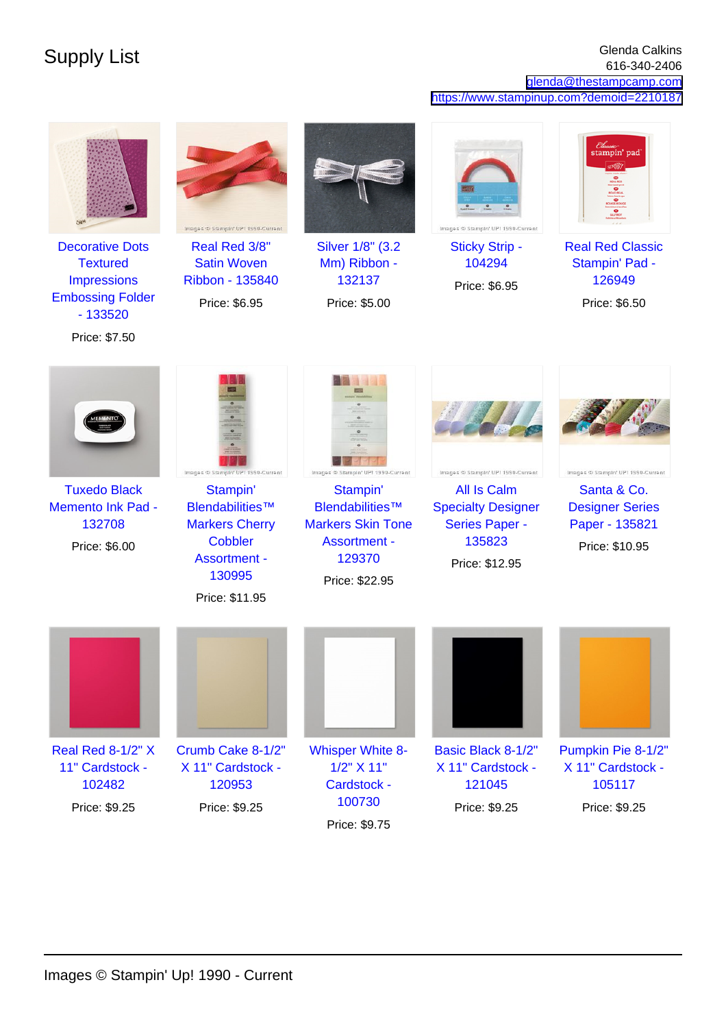# Supply List

Glenda Calkins
616-340-2406
glenda@thestampcamp.com
https://www.stampinup.com?demoid=2210187

Decorative Dots Textured Impressions Embossing Folder - 133520

Price: $7.50

Real Red 3/8" Satin Woven Ribbon - 135840

Price: $6.95

Silver 1/8" (3.2 Mm) Ribbon - 132137

Price: $5.00

Sticky Strip - 104294

Price: $6.95

Real Red Classic Stampin' Pad - 126949

Price: $6.50

Tuxedo Black Memento Ink Pad - 132708

Price: $6.00

Stampin' Blendabilities™ Markers Cherry Cobbler Assortment - 130995

Price: $11.95

Stampin' Blendabilities™ Markers Skin Tone Assortment - 129370

Price: $22.95

All Is Calm Specialty Designer Series Paper - 135823

Price: $12.95

Santa & Co. Designer Series Paper - 135821

Price: $10.95

Real Red 8-1/2" X 11" Cardstock - 102482

Price: $9.25

Crumb Cake 8-1/2" X 11" Cardstock - 120953

Price: $9.25

Whisper White 8-1/2" X 11" Cardstock - 100730

Price: $9.75

Basic Black 8-1/2" X 11" Cardstock - 121045

Price: $9.25

Pumpkin Pie 8-1/2" X 11" Cardstock - 105117

Price: $9.25

Images © Stampin' Up! 1990 - Current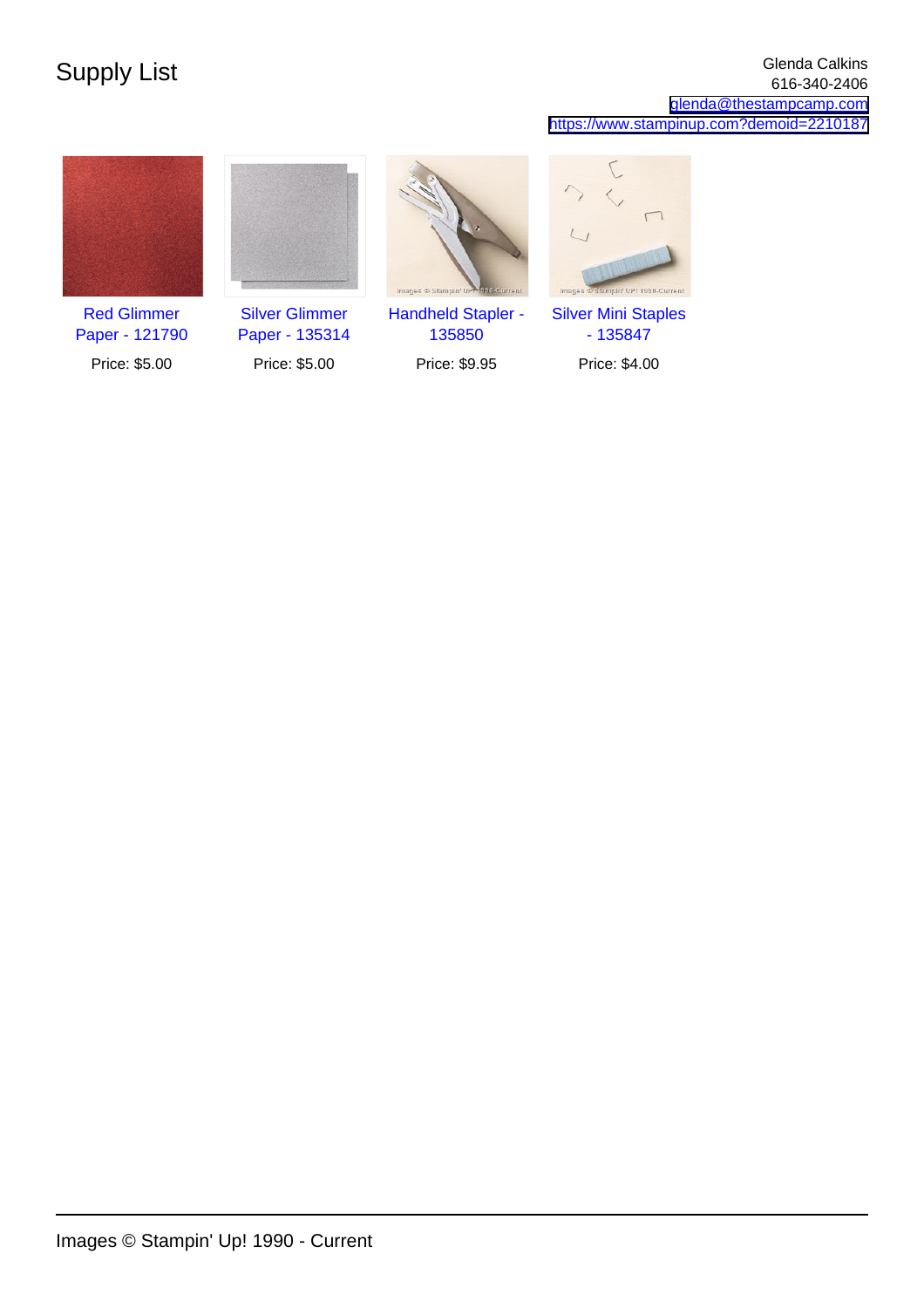# Supply List

Glenda Calkins
616-340-2406
glenda@thestampcamp.com
https://www.stampinup.com?demoid=2210187

| | | | |
|---|---|---|---|
| Red Glimmer Paper - 121790 | Silver Glimmer Paper - 135314 | Handheld Stapler - 135850 | Silver Mini Staples - 135847 |
| Price: $5.00 | Price: $5.00 | Price: $9.95 | Price: $4.00 |

Images © Stampin' Up! 1990 - Current